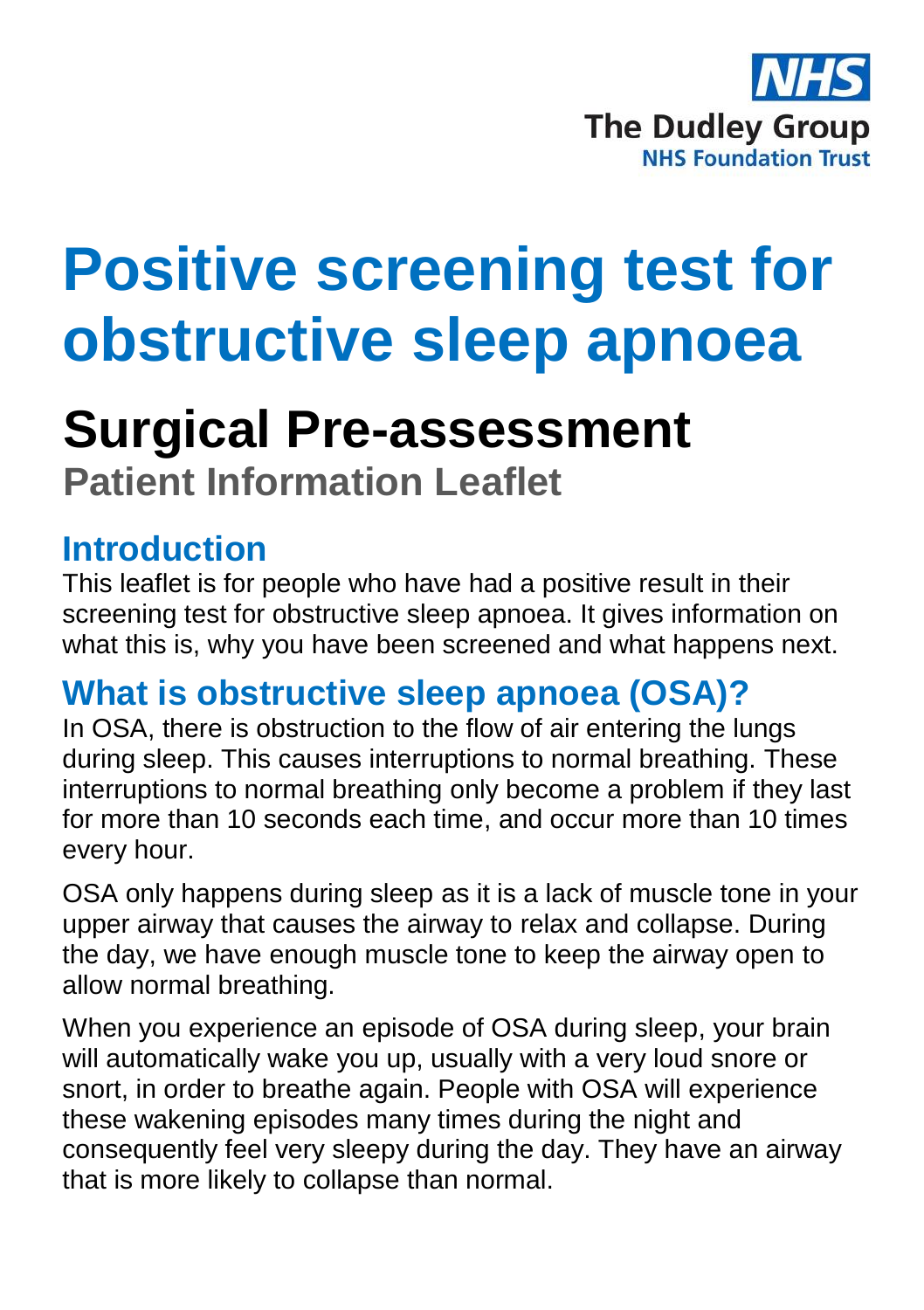NHS

The Dudley Group
NHS Foundation Trust

# Positive screening test for obstructive sleep apnoea

## Surgical Pre-assessment

### Patient Information Leaflet

## Introduction

This leaflet is for people who have had a positive result in their screening test for obstructive sleep apnoea. It gives information on what this is, why you have been screened and what happens next.

## What is obstructive sleep apnoea (OSA)?

In OSA, there is obstruction to the flow of air entering the lungs during sleep. This causes interruptions to normal breathing. These interruptions to normal breathing only become a problem if they last for more than 10 seconds each time, and occur more than 10 times every hour.

OSA only happens during sleep as it is a lack of muscle tone in your upper airway that causes the airway to relax and collapse. During the day, we have enough muscle tone to keep the airway open to allow normal breathing.

When you experience an episode of OSA during sleep, your brain will automatically wake you up, usually with a very loud snore or snort, in order to breathe again. People with OSA will experience these wakening episodes many times during the night and consequently feel very sleepy during the day. They have an airway that is more likely to collapse than normal.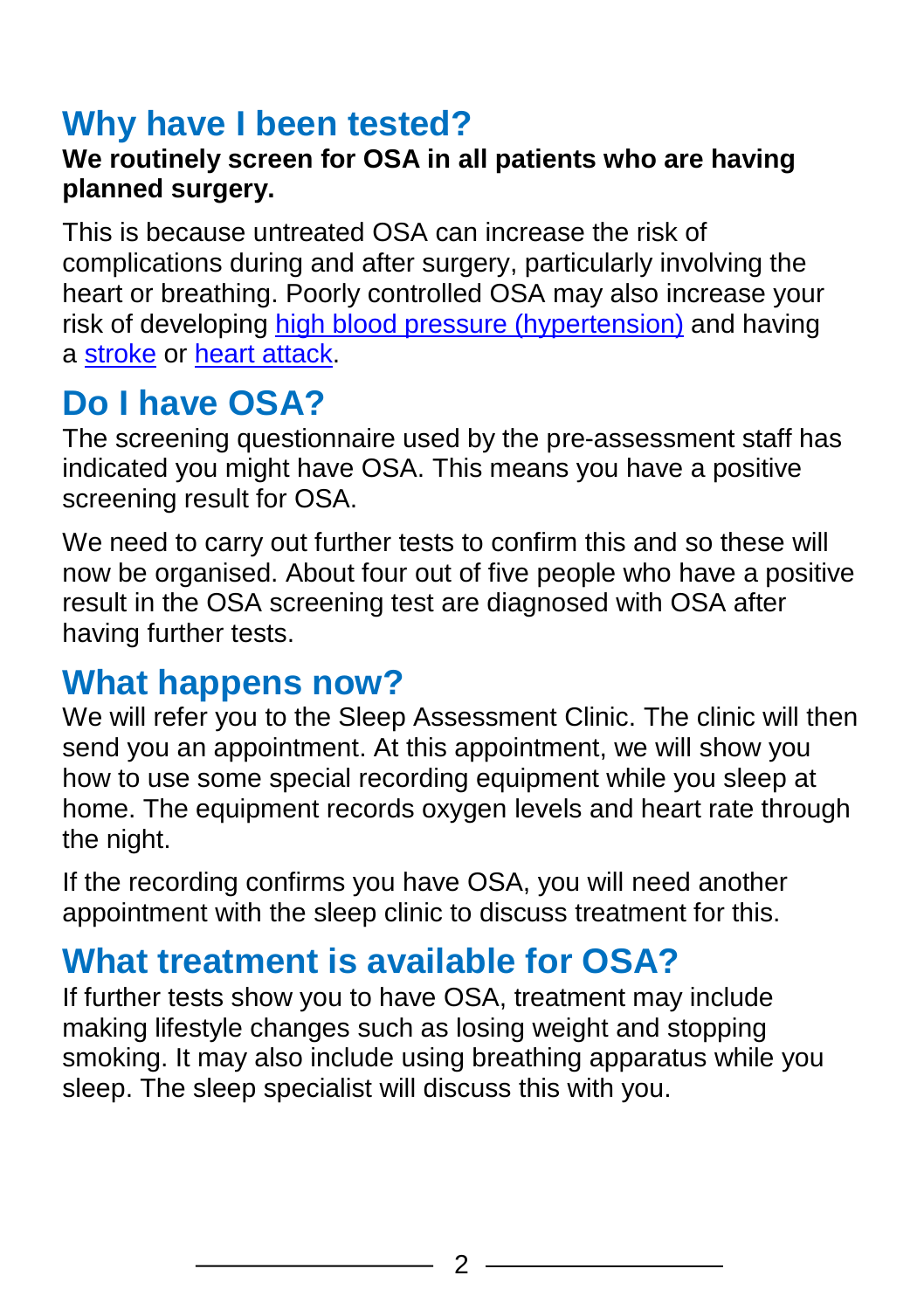## Why have I been tested?

**We routinely screen for OSA in all patients who are having planned surgery.**

This is because untreated OSA can increase the risk of complications during and after surgery, particularly involving the heart or breathing. Poorly controlled OSA may also increase your risk of developing high blood pressure (hypertension) and having a stroke or heart attack.

## Do I have OSA?

The screening questionnaire used by the pre-assessment staff has indicated you might have OSA. This means you have a positive screening result for OSA.

We need to carry out further tests to confirm this and so these will now be organised. About four out of five people who have a positive result in the OSA screening test are diagnosed with OSA after having further tests.

## What happens now?

We will refer you to the Sleep Assessment Clinic. The clinic will then send you an appointment. At this appointment, we will show you how to use some special recording equipment while you sleep at home. The equipment records oxygen levels and heart rate through the night.

If the recording confirms you have OSA, you will need another appointment with the sleep clinic to discuss treatment for this.

## What treatment is available for OSA?

If further tests show you to have OSA, treatment may include making lifestyle changes such as losing weight and stopping smoking. It may also include using breathing apparatus while you sleep. The sleep specialist will discuss this with you.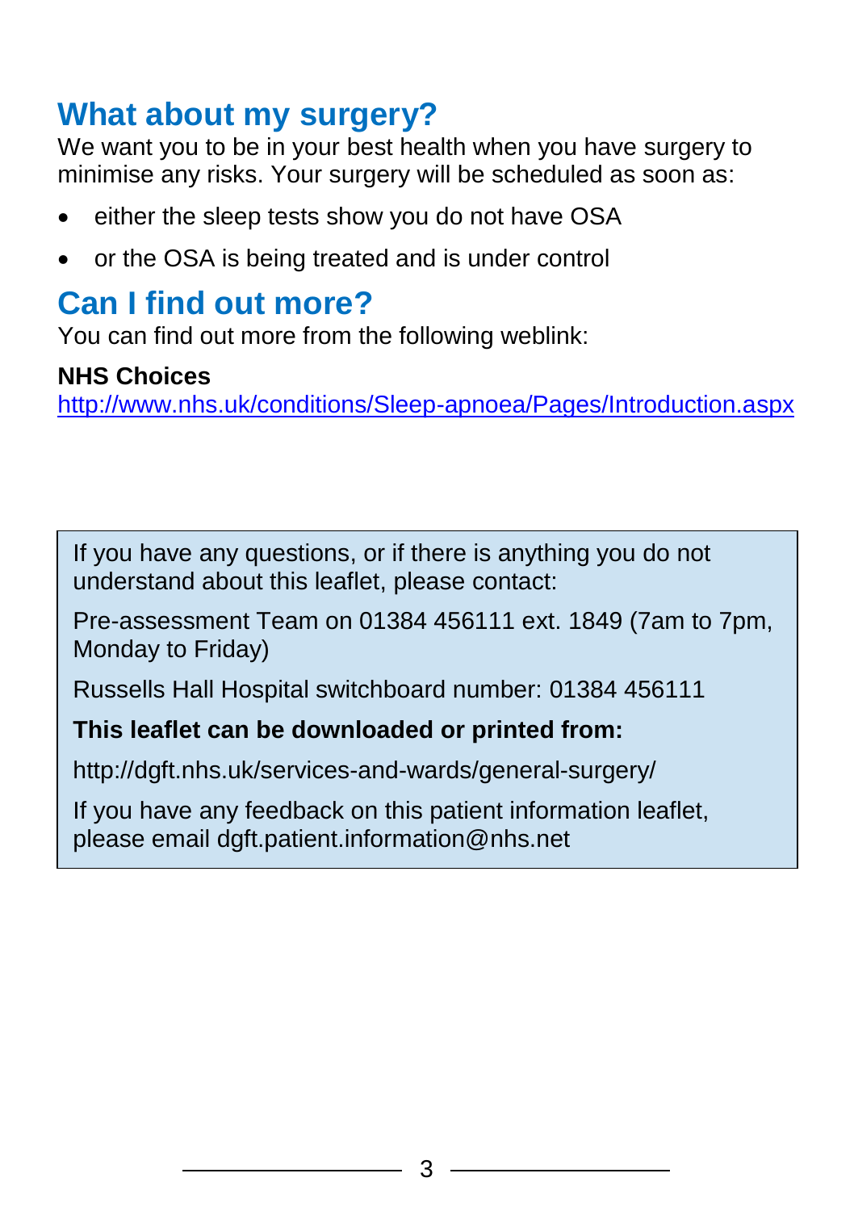## What about my surgery?

We want you to be in your best health when you have surgery to minimise any risks. Your surgery will be scheduled as soon as:

- either the sleep tests show you do not have OSA
- or the OSA is being treated and is under control

## Can I find out more?

You can find out more from the following weblink:

**NHS Choices**
http://www.nhs.uk/conditions/Sleep-apnoea/Pages/Introduction.aspx

If you have any questions, or if there is anything you do not understand about this leaflet, please contact:

Pre-assessment Team on 01384 456111 ext. 1849 (7am to 7pm, Monday to Friday)

Russells Hall Hospital switchboard number: 01384 456111

**This leaflet can be downloaded or printed from:**

http://dgft.nhs.uk/services-and-wards/general-surgery/

If you have any feedback on this patient information leaflet, please email dgft.patient.information@nhs.net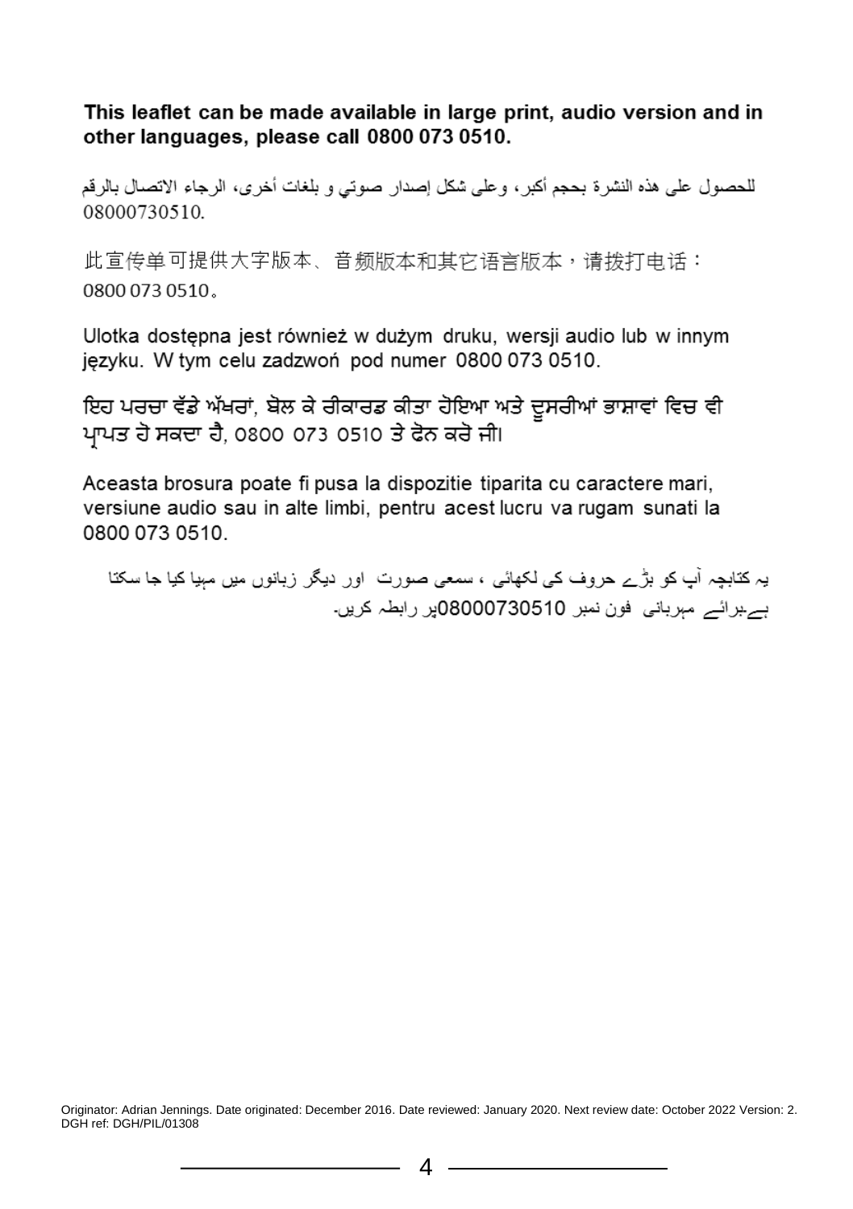**This leaflet can be made available in large print, audio version and in other languages, please call 0800 073 0510.**

للحصول على هذه النشرة بحجم أكبر، وعلى شكل إصدار صوتي و بلغات أخرى، الرجاء الاتصال بالرقم 08000730510.

此宣传单可提供大字版本、音频版本和其它语言版本，请拨打电话：0800 073 0510。

Ulotka dostępna jest również w dużym druku, wersji audio lub w innym języku. W tym celu zadzwoń pod numer 0800 073 0510.

ਇਹ ਪਰਚਾ ਵੱਡੇ ਅੱਖਰਾਂ, ਬੋਲ ਕੇ ਰੀਕਾਰਡ ਕੀਤਾ ਹੋਇਆ ਅਤੇ ਦੂਸਰੀਆਂ ਭਾਸ਼ਾਵਾਂ ਵਿਚ ਵੀ ਪ੍ਰਾਪਤ ਹੋ ਸਕਦਾ ਹੈ, 0800 073 0510 ਤੇ ਫੋਨ ਕਰੋ ਜੀ।

Aceasta brosura poate fi pusa la dispozitie tiparita cu caractere mari, versiune audio sau in alte limbi, pentru acest lucru va rugam sunati la 0800 073 0510.

یہ کتابچہ آپ کو بڑے حروف کی لکھائی ، سمعی صورت اور دیگر زبانوں میں مہیا کیا جا سکتا ہے۔برائے مہربانی فون نمبر 08000730510پر رابطہ کریں۔

Originator: Adrian Jennings. Date originated: December 2016. Date reviewed: January 2020. Next review date: October 2022 Version: 2. DGH ref: DGH/PIL/01308